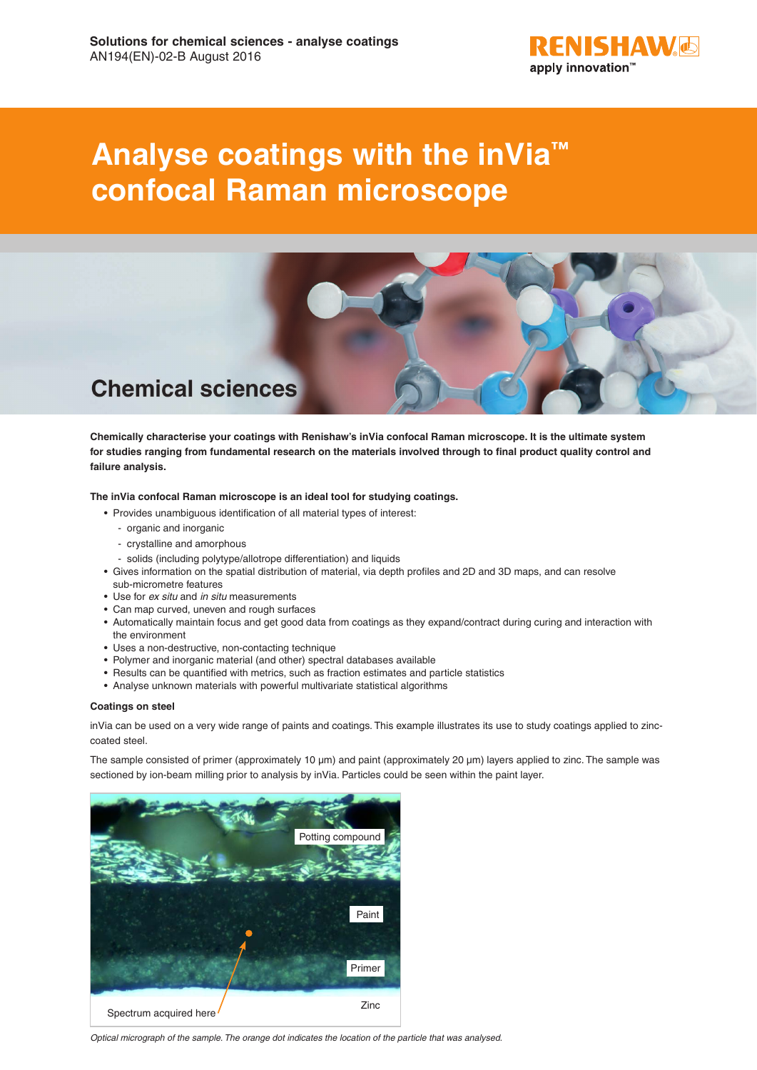**Solutions for chemical sciences - analyse coatings**
AN194(EN)-02-B August 2016

# Analyse coatings with the inVia™ confocal Raman microscope

## Chemical sciences

**Chemically characterise your coatings with Renishaw's inVia confocal Raman microscope. It is the ultimate system for studies ranging from fundamental research on the materials involved through to final product quality control and failure analysis.**

**The inVia confocal Raman microscope is an ideal tool for studying coatings.**

- Provides unambiguous identification of all material types of interest:
  - organic and inorganic
  - crystalline and amorphous
  - solids (including polytype/allotrope differentiation) and liquids
- Gives information on the spatial distribution of material, via depth profiles and 2D and 3D maps, and can resolve sub-micrometre features
- Use for *ex situ* and *in situ* measurements
- Can map curved, uneven and rough surfaces
- Automatically maintain focus and get good data from coatings as they expand/contract during curing and interaction with the environment
- Uses a non-destructive, non-contacting technique
- Polymer and inorganic material (and other) spectral databases available
- Results can be quantified with metrics, such as fraction estimates and particle statistics
- Analyse unknown materials with powerful multivariate statistical algorithms

### Coatings on steel

inVia can be used on a very wide range of paints and coatings. This example illustrates its use to study coatings applied to zinc-coated steel.

The sample consisted of primer (approximately 10 µm) and paint (approximately 20 µm) layers applied to zinc. The sample was sectioned by ion-beam milling prior to analysis by inVia. Particles could be seen within the paint layer.

Potting compound
Paint
Primer
Zinc
Spectrum acquired here

*Optical micrograph of the sample. The orange dot indicates the location of the particle that was analysed.*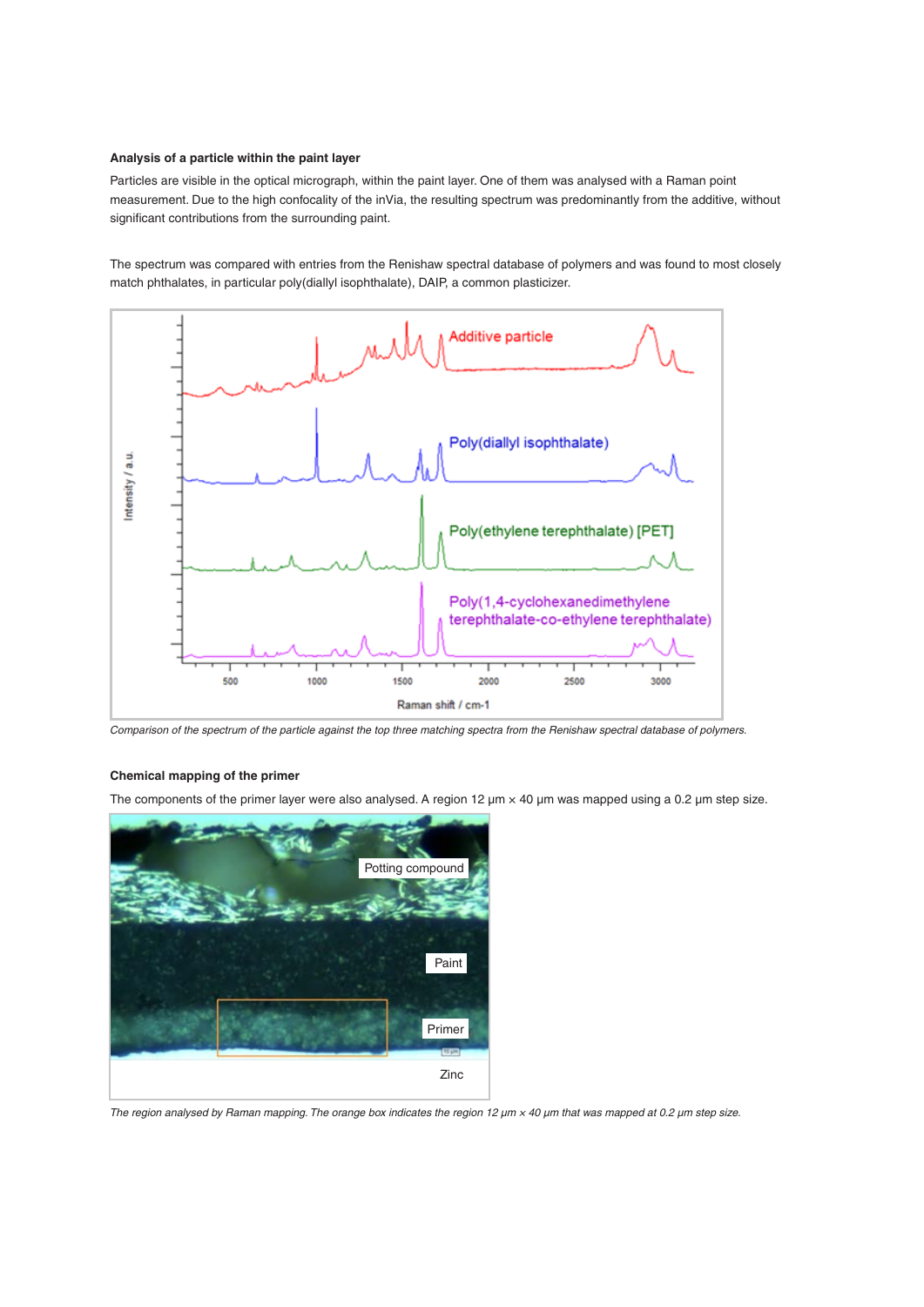**Analysis of a particle within the paint layer**

Particles are visible in the optical micrograph, within the paint layer. One of them was analysed with a Raman point measurement. Due to the high confocality of the inVia, the resulting spectrum was predominantly from the additive, without significant contributions from the surrounding paint.

The spectrum was compared with entries from the Renishaw spectral database of polymers and was found to most closely match phthalates, in particular poly(diallyl isophthalate), DAIP, a common plasticizer.

*Comparison of the spectrum of the particle against the top three matching spectra from the Renishaw spectral database of polymers.*

**Chemical mapping of the primer**

The components of the primer layer were also analysed. A region 12 µm × 40 µm was mapped using a 0.2 µm step size.

*The region analysed by Raman mapping. The orange box indicates the region 12 µm × 40 µm that was mapped at 0.2 µm step size.*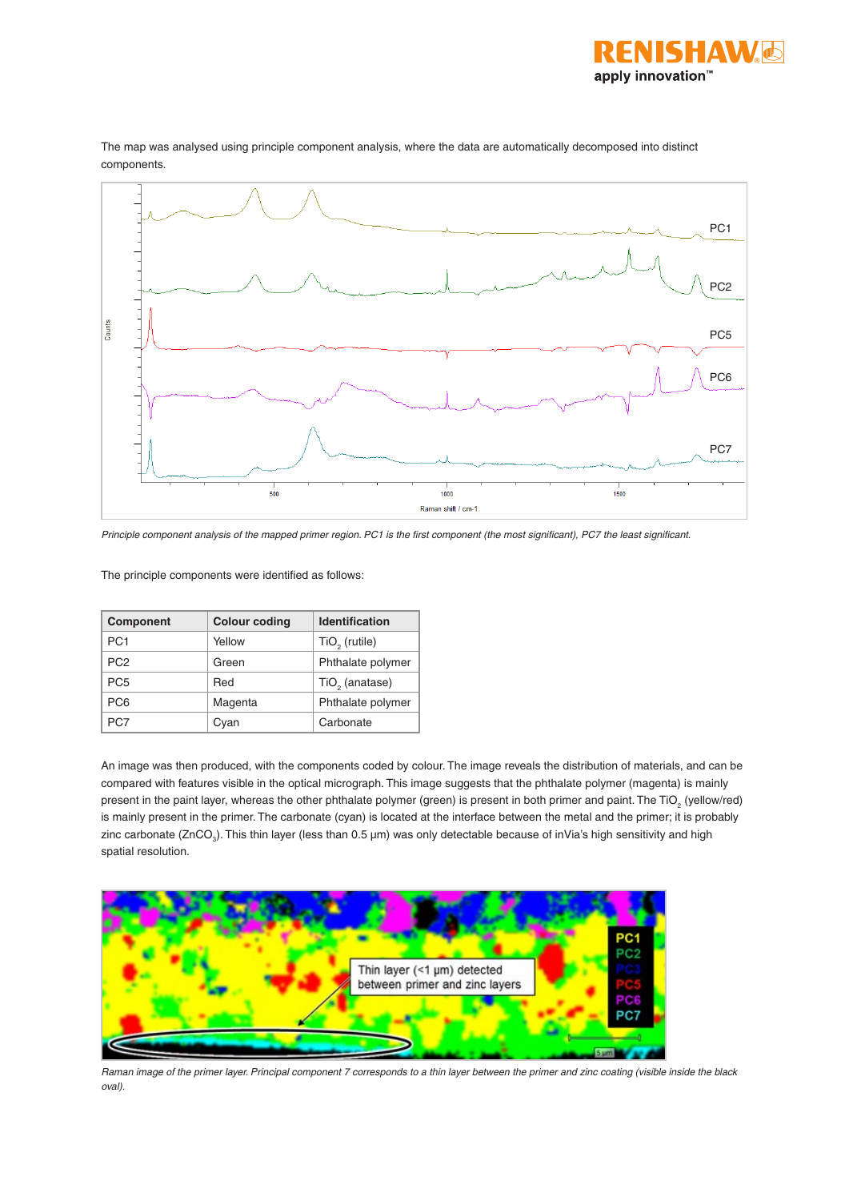The map was analysed using principle component analysis, where the data are automatically decomposed into distinct components.

*Principle component analysis of the mapped primer region. PC1 is the first component (the most significant), PC7 the least significant.*

The principle components were identified as follows:

| Component | Colour coding | Identification |
|---|---|---|
| PC1 | Yellow | $TiO_2$ (rutile) |
| PC2 | Green | Phthalate polymer |
| PC5 | Red | $TiO_2$ (anatase) |
| PC6 | Magenta | Phthalate polymer |
| PC7 | Cyan | Carbonate |

An image was then produced, with the components coded by colour. The image reveals the distribution of materials, and can be compared with features visible in the optical micrograph. This image suggests that the phthalate polymer (magenta) is mainly present in the paint layer, whereas the other phthalate polymer (green) is present in both primer and paint. The $TiO_2$ (yellow/red) is mainly present in the primer. The carbonate (cyan) is located at the interface between the metal and the primer; it is probably zinc carbonate ($ZnCO_3$). This thin layer (less than 0.5 µm) was only detectable because of inVia's high sensitivity and high spatial resolution.

*Raman image of the primer layer. Principal component 7 corresponds to a thin layer between the primer and zinc coating (visible inside the black oval).*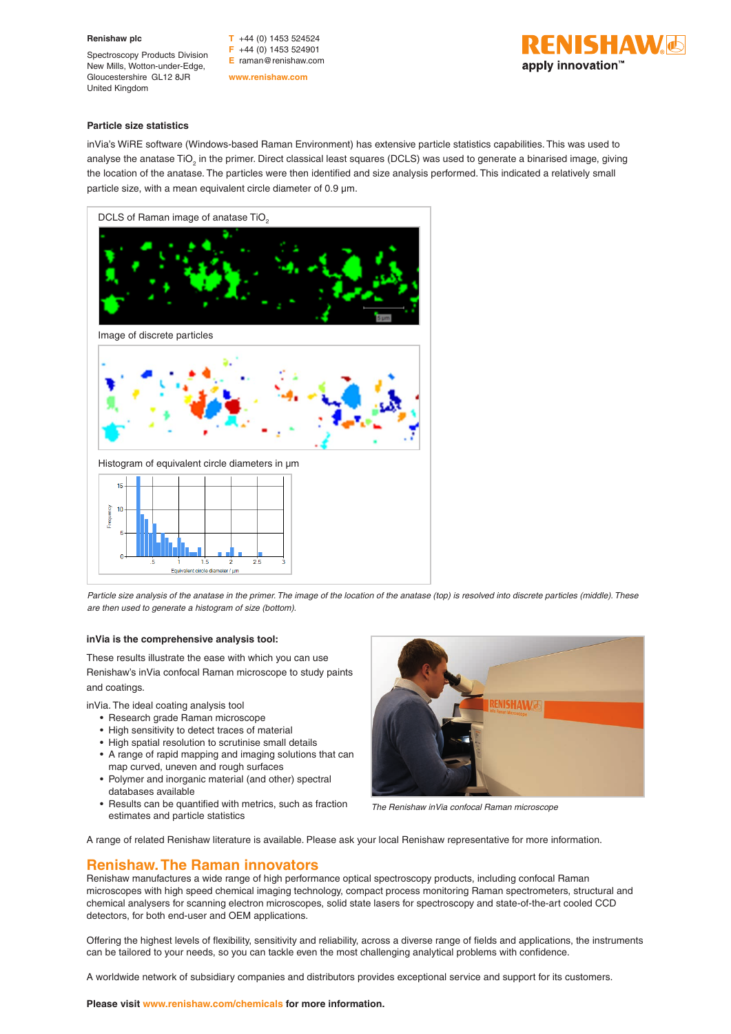Renishaw plc

Spectroscopy Products Division
New Mills, Wotton-under-Edge,
Gloucestershire GL12 8JR
United Kingdom

T +44 (0) 1453 524524
F +44 (0) 1453 524901
E raman@renishaw.com
www.renishaw.com

RENISHAW
apply innovation™

### Particle size statistics

inVia's WiRE software (Windows-based Raman Environment) has extensive particle statistics capabilities. This was used to analyse the anatase $TiO_2$ in the primer. Direct classical least squares (DCLS) was used to generate a binarised image, giving the location of the anatase. The particles were then identified and size analysis performed. This indicated a relatively small particle size, with a mean equivalent circle diameter of 0.9 µm.

DCLS of Raman image of anatase $TiO_2$

5 µm

Image of discrete particles

Histogram of equivalent circle diameters in µm

Frequency
15
10
5
0
.5
1
1.5
2
2.5
3
Equivalent circle diameter / µm

*Particle size analysis of the anatase in the primer. The image of the location of the anatase (top) is resolved into discrete particles (middle). These are then used to generate a histogram of size (bottom).*

### inVia is the comprehensive analysis tool:

These results illustrate the ease with which you can use Renishaw's inVia confocal Raman microscope to study paints and coatings.

inVia. The ideal coating analysis tool

- Research grade Raman microscope
- High sensitivity to detect traces of material
- High spatial resolution to scrutinise small details
- A range of rapid mapping and imaging solutions that can map curved, uneven and rough surfaces
- Polymer and inorganic material (and other) spectral databases available
- Results can be quantified with metrics, such as fraction estimates and particle statistics

*The Renishaw inVia confocal Raman microscope*

A range of related Renishaw literature is available. Please ask your local Renishaw representative for more information.

## Renishaw. The Raman innovators

Renishaw manufactures a wide range of high performance optical spectroscopy products, including confocal Raman microscopes with high speed chemical imaging technology, compact process monitoring Raman spectrometers, structural and chemical analysers for scanning electron microscopes, solid state lasers for spectroscopy and state-of-the-art cooled CCD detectors, for both end-user and OEM applications.

Offering the highest levels of flexibility, sensitivity and reliability, across a diverse range of fields and applications, the instruments can be tailored to your needs, so you can tackle even the most challenging analytical problems with confidence.

A worldwide network of subsidiary companies and distributors provides exceptional service and support for its customers.

**Please visit www.renishaw.com/chemicals for more information.**